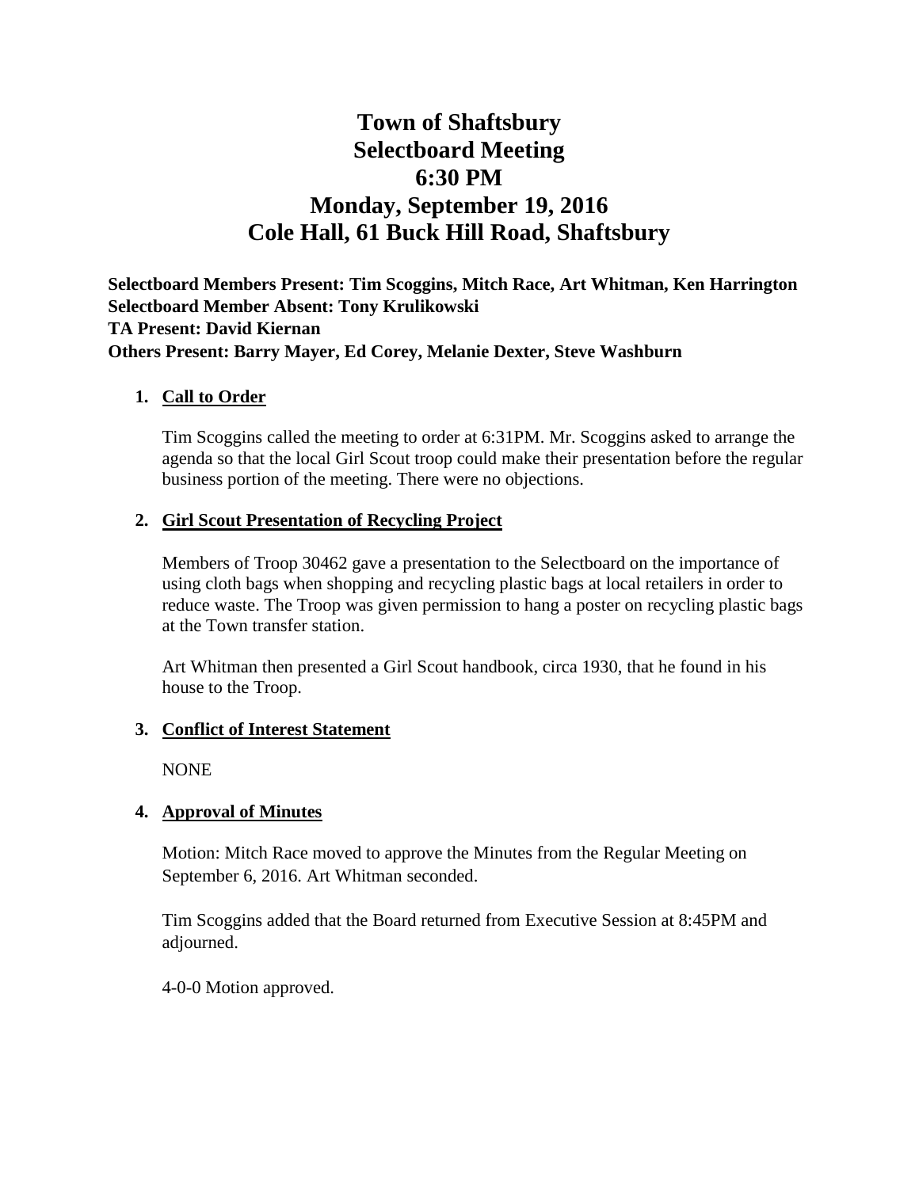# Town of Shaftsbury
# Selectboard Meeting
# 6:30 PM
# Monday, September 19, 2016
# Cole Hall, 61 Buck Hill Road, Shaftsbury

**Selectboard Members Present: Tim Scoggins, Mitch Race, Art Whitman, Ken Harrington**
**Selectboard Member Absent: Tony Krulikowski**
**TA Present: David Kiernan**
**Others Present: Barry Mayer, Ed Corey, Melanie Dexter, Steve Washburn**

1. **Call to Order**

   Tim Scoggins called the meeting to order at 6:31PM. Mr. Scoggins asked to arrange the agenda so that the local Girl Scout troop could make their presentation before the regular business portion of the meeting. There were no objections.

2. **Girl Scout Presentation of Recycling Project**

   Members of Troop 30462 gave a presentation to the Selectboard on the importance of using cloth bags when shopping and recycling plastic bags at local retailers in order to reduce waste. The Troop was given permission to hang a poster on recycling plastic bags at the Town transfer station.

   Art Whitman then presented a Girl Scout handbook, circa 1930, that he found in his house to the Troop.

3. **Conflict of Interest Statement**

   NONE

4. **Approval of Minutes**

   Motion: Mitch Race moved to approve the Minutes from the Regular Meeting on September 6, 2016. Art Whitman seconded.

   Tim Scoggins added that the Board returned from Executive Session at 8:45PM and adjourned.

   4-0-0 Motion approved.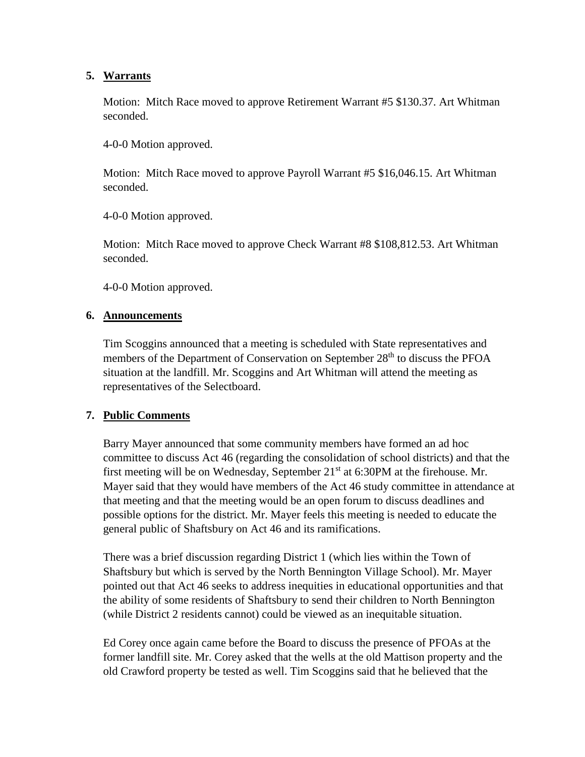## 5. Warrants

Motion: Mitch Race moved to approve Retirement Warrant #5 $130.37. Art Whitman seconded.

4-0-0 Motion approved.

Motion: Mitch Race moved to approve Payroll Warrant #5 $16,046.15. Art Whitman seconded.

4-0-0 Motion approved.

Motion: Mitch Race moved to approve Check Warrant #8 $108,812.53. Art Whitman seconded.

4-0-0 Motion approved.

## 6. Announcements

Tim Scoggins announced that a meeting is scheduled with State representatives and members of the Department of Conservation on September 28th to discuss the PFOA situation at the landfill. Mr. Scoggins and Art Whitman will attend the meeting as representatives of the Selectboard.

## 7. Public Comments

Barry Mayer announced that some community members have formed an ad hoc committee to discuss Act 46 (regarding the consolidation of school districts) and that the first meeting will be on Wednesday, September 21st at 6:30PM at the firehouse. Mr. Mayer said that they would have members of the Act 46 study committee in attendance at that meeting and that the meeting would be an open forum to discuss deadlines and possible options for the district. Mr. Mayer feels this meeting is needed to educate the general public of Shaftsbury on Act 46 and its ramifications.

There was a brief discussion regarding District 1 (which lies within the Town of Shaftsbury but which is served by the North Bennington Village School). Mr. Mayer pointed out that Act 46 seeks to address inequities in educational opportunities and that the ability of some residents of Shaftsbury to send their children to North Bennington (while District 2 residents cannot) could be viewed as an inequitable situation.

Ed Corey once again came before the Board to discuss the presence of PFOAs at the former landfill site. Mr. Corey asked that the wells at the old Mattison property and the old Crawford property be tested as well. Tim Scoggins said that he believed that the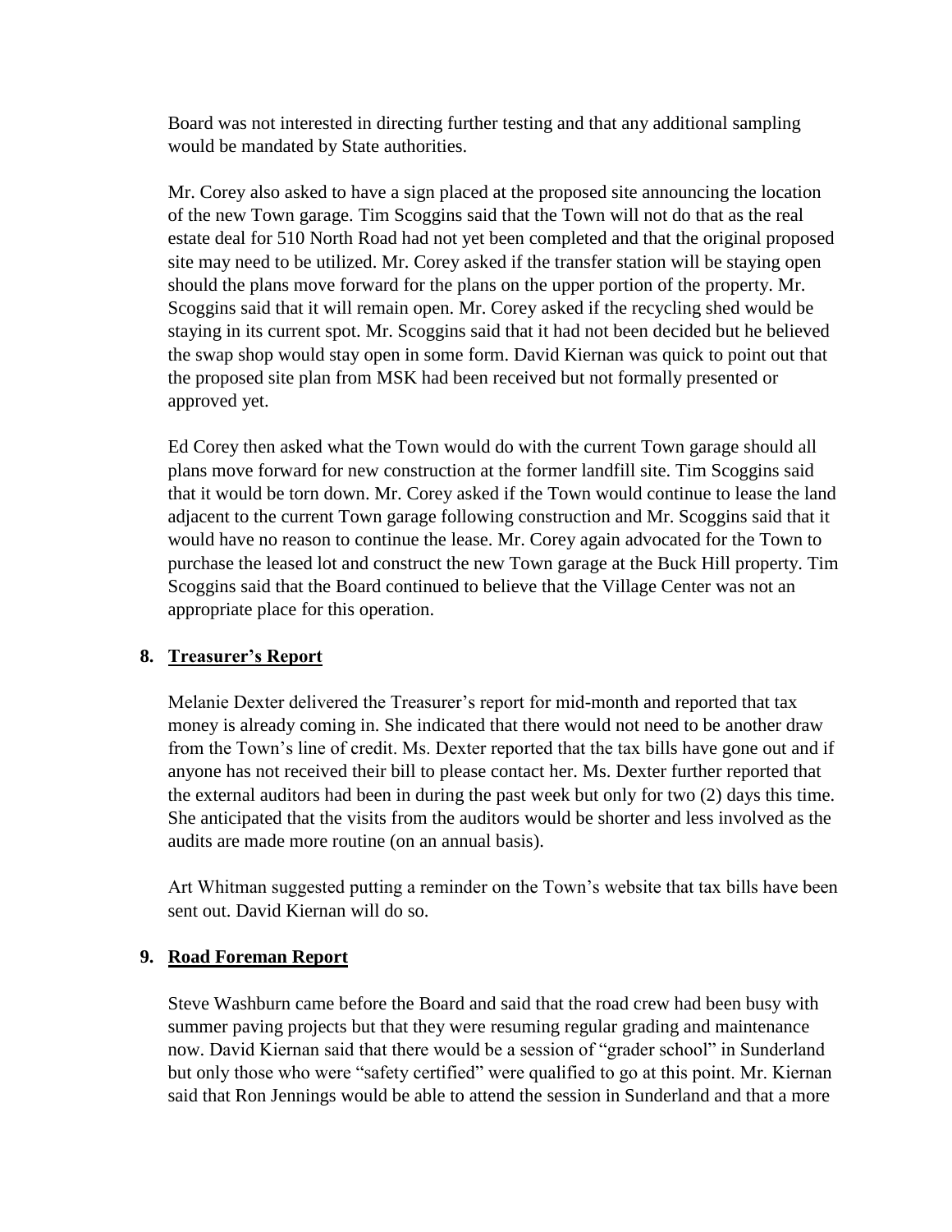Board was not interested in directing further testing and that any additional sampling would be mandated by State authorities.

Mr. Corey also asked to have a sign placed at the proposed site announcing the location of the new Town garage. Tim Scoggins said that the Town will not do that as the real estate deal for 510 North Road had not yet been completed and that the original proposed site may need to be utilized. Mr. Corey asked if the transfer station will be staying open should the plans move forward for the plans on the upper portion of the property. Mr. Scoggins said that it will remain open. Mr. Corey asked if the recycling shed would be staying in its current spot. Mr. Scoggins said that it had not been decided but he believed the swap shop would stay open in some form. David Kiernan was quick to point out that the proposed site plan from MSK had been received but not formally presented or approved yet.

Ed Corey then asked what the Town would do with the current Town garage should all plans move forward for new construction at the former landfill site. Tim Scoggins said that it would be torn down. Mr. Corey asked if the Town would continue to lease the land adjacent to the current Town garage following construction and Mr. Scoggins said that it would have no reason to continue the lease. Mr. Corey again advocated for the Town to purchase the leased lot and construct the new Town garage at the Buck Hill property. Tim Scoggins said that the Board continued to believe that the Village Center was not an appropriate place for this operation.

## 8. Treasurer's Report

Melanie Dexter delivered the Treasurer's report for mid-month and reported that tax money is already coming in. She indicated that there would not need to be another draw from the Town's line of credit. Ms. Dexter reported that the tax bills have gone out and if anyone has not received their bill to please contact her. Ms. Dexter further reported that the external auditors had been in during the past week but only for two (2) days this time. She anticipated that the visits from the auditors would be shorter and less involved as the audits are made more routine (on an annual basis).

Art Whitman suggested putting a reminder on the Town's website that tax bills have been sent out. David Kiernan will do so.

## 9. Road Foreman Report

Steve Washburn came before the Board and said that the road crew had been busy with summer paving projects but that they were resuming regular grading and maintenance now. David Kiernan said that there would be a session of "grader school" in Sunderland but only those who were "safety certified" were qualified to go at this point. Mr. Kiernan said that Ron Jennings would be able to attend the session in Sunderland and that a more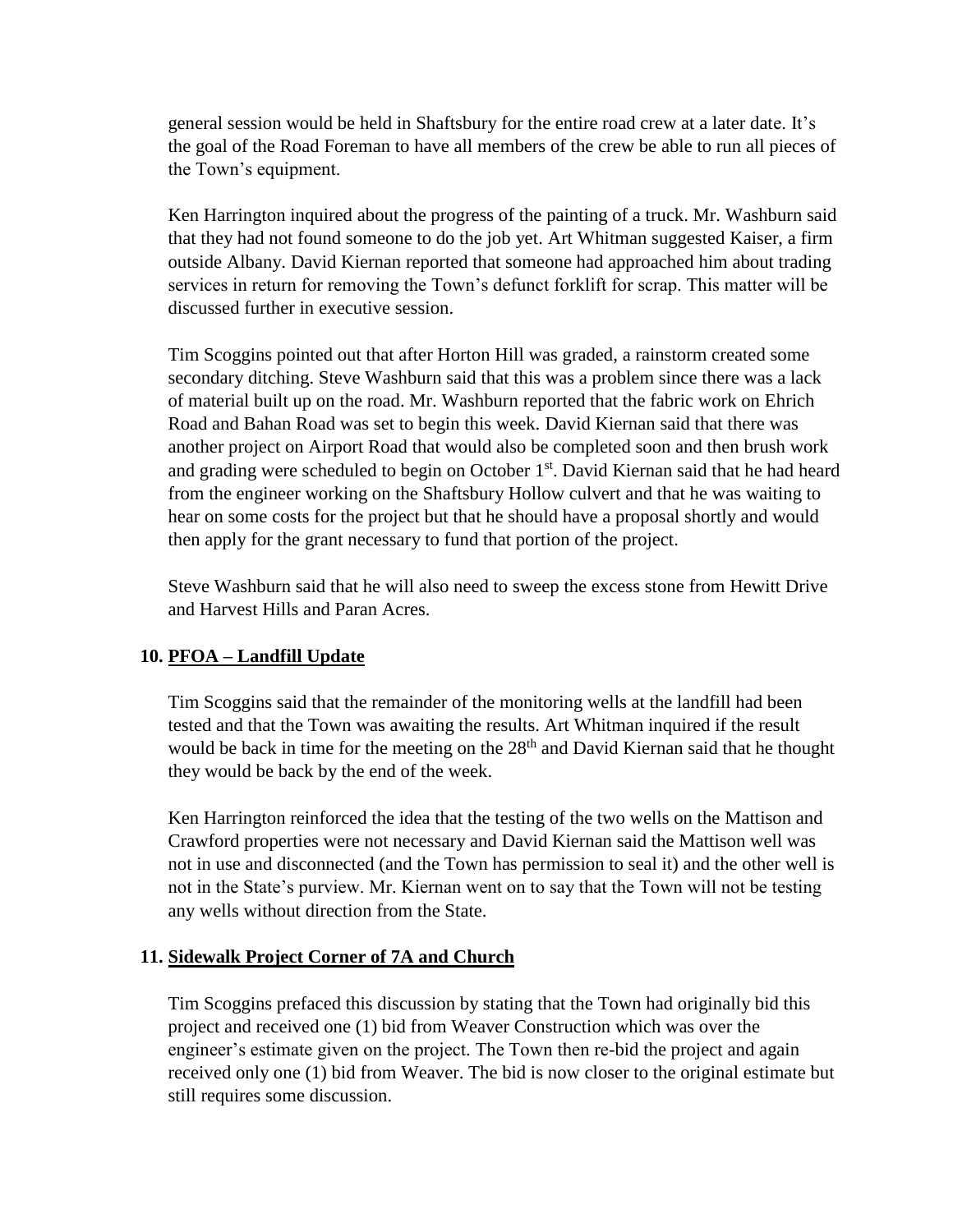general session would be held in Shaftsbury for the entire road crew at a later date. It's the goal of the Road Foreman to have all members of the crew be able to run all pieces of the Town's equipment.

Ken Harrington inquired about the progress of the painting of a truck. Mr. Washburn said that they had not found someone to do the job yet. Art Whitman suggested Kaiser, a firm outside Albany. David Kiernan reported that someone had approached him about trading services in return for removing the Town's defunct forklift for scrap. This matter will be discussed further in executive session.

Tim Scoggins pointed out that after Horton Hill was graded, a rainstorm created some secondary ditching. Steve Washburn said that this was a problem since there was a lack of material built up on the road. Mr. Washburn reported that the fabric work on Ehrich Road and Bahan Road was set to begin this week. David Kiernan said that there was another project on Airport Road that would also be completed soon and then brush work and grading were scheduled to begin on October 1st. David Kiernan said that he had heard from the engineer working on the Shaftsbury Hollow culvert and that he was waiting to hear on some costs for the project but that he should have a proposal shortly and would then apply for the grant necessary to fund that portion of the project.

Steve Washburn said that he will also need to sweep the excess stone from Hewitt Drive and Harvest Hills and Paran Acres.

## 10. PFOA – Landfill Update

Tim Scoggins said that the remainder of the monitoring wells at the landfill had been tested and that the Town was awaiting the results. Art Whitman inquired if the result would be back in time for the meeting on the 28th and David Kiernan said that he thought they would be back by the end of the week.

Ken Harrington reinforced the idea that the testing of the two wells on the Mattison and Crawford properties were not necessary and David Kiernan said the Mattison well was not in use and disconnected (and the Town has permission to seal it) and the other well is not in the State's purview. Mr. Kiernan went on to say that the Town will not be testing any wells without direction from the State.

## 11. Sidewalk Project Corner of 7A and Church

Tim Scoggins prefaced this discussion by stating that the Town had originally bid this project and received one (1) bid from Weaver Construction which was over the engineer's estimate given on the project. The Town then re-bid the project and again received only one (1) bid from Weaver. The bid is now closer to the original estimate but still requires some discussion.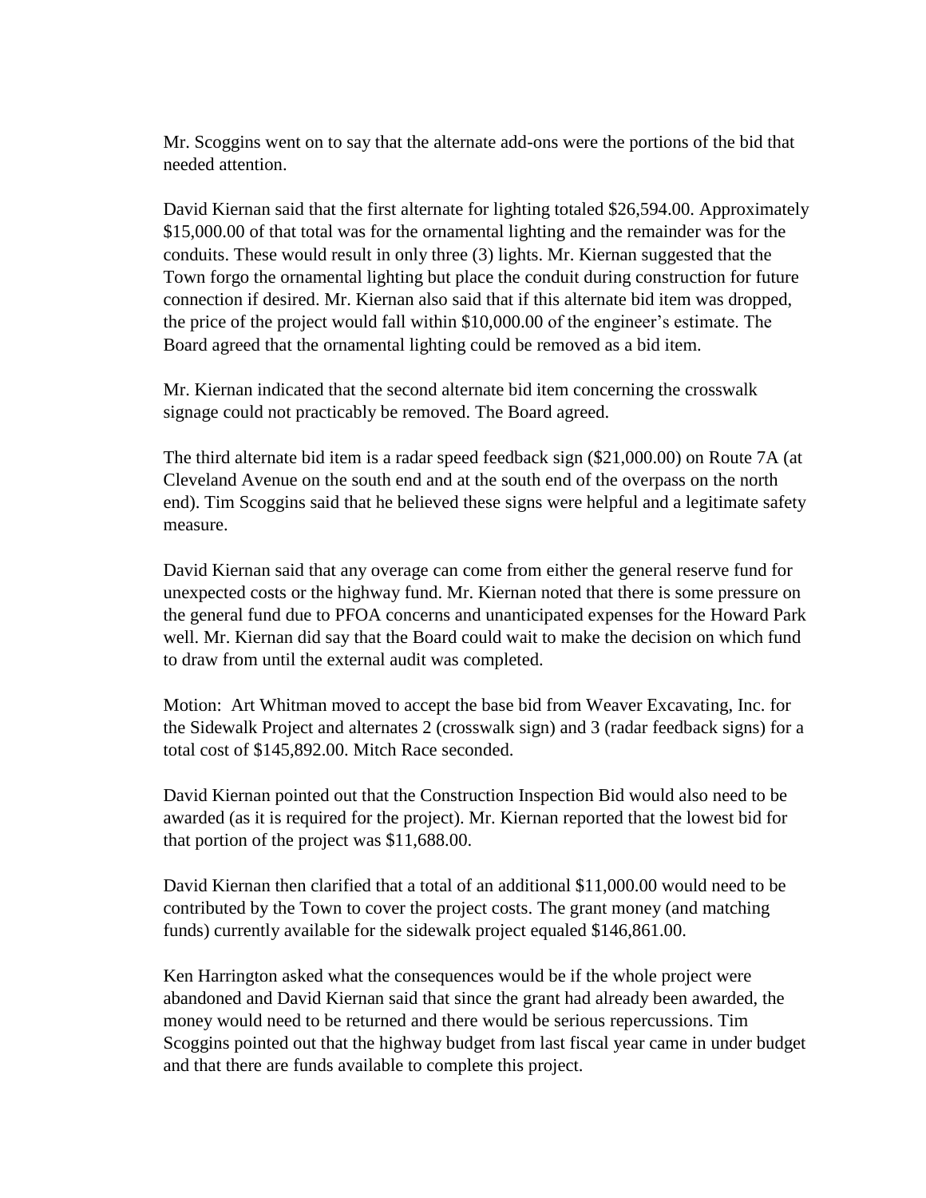Mr. Scoggins went on to say that the alternate add-ons were the portions of the bid that needed attention.

David Kiernan said that the first alternate for lighting totaled $26,594.00. Approximately $15,000.00 of that total was for the ornamental lighting and the remainder was for the conduits. These would result in only three (3) lights. Mr. Kiernan suggested that the Town forgo the ornamental lighting but place the conduit during construction for future connection if desired. Mr. Kiernan also said that if this alternate bid item was dropped, the price of the project would fall within $10,000.00 of the engineer's estimate. The Board agreed that the ornamental lighting could be removed as a bid item.

Mr. Kiernan indicated that the second alternate bid item concerning the crosswalk signage could not practicably be removed. The Board agreed.

The third alternate bid item is a radar speed feedback sign ($21,000.00) on Route 7A (at Cleveland Avenue on the south end and at the south end of the overpass on the north end). Tim Scoggins said that he believed these signs were helpful and a legitimate safety measure.

David Kiernan said that any overage can come from either the general reserve fund for unexpected costs or the highway fund. Mr. Kiernan noted that there is some pressure on the general fund due to PFOA concerns and unanticipated expenses for the Howard Park well. Mr. Kiernan did say that the Board could wait to make the decision on which fund to draw from until the external audit was completed.

Motion: Art Whitman moved to accept the base bid from Weaver Excavating, Inc. for the Sidewalk Project and alternates 2 (crosswalk sign) and 3 (radar feedback signs) for a total cost of $145,892.00. Mitch Race seconded.

David Kiernan pointed out that the Construction Inspection Bid would also need to be awarded (as it is required for the project). Mr. Kiernan reported that the lowest bid for that portion of the project was $11,688.00.

David Kiernan then clarified that a total of an additional $11,000.00 would need to be contributed by the Town to cover the project costs. The grant money (and matching funds) currently available for the sidewalk project equaled $146,861.00.

Ken Harrington asked what the consequences would be if the whole project were abandoned and David Kiernan said that since the grant had already been awarded, the money would need to be returned and there would be serious repercussions. Tim Scoggins pointed out that the highway budget from last fiscal year came in under budget and that there are funds available to complete this project.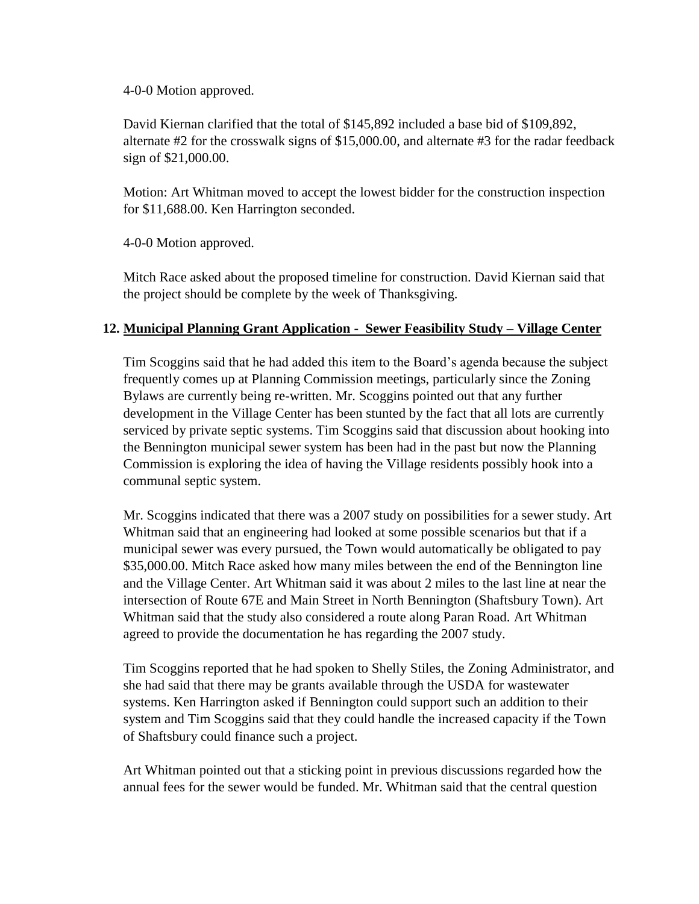4-0-0 Motion approved.

David Kiernan clarified that the total of $145,892 included a base bid of $109,892, alternate #2 for the crosswalk signs of $15,000.00, and alternate #3 for the radar feedback sign of $21,000.00.

Motion: Art Whitman moved to accept the lowest bidder for the construction inspection for $11,688.00. Ken Harrington seconded.

4-0-0 Motion approved.

Mitch Race asked about the proposed timeline for construction. David Kiernan said that the project should be complete by the week of Thanksgiving.

## 12. <u>Municipal Planning Grant Application - Sewer Feasibility Study – Village Center</u>

Tim Scoggins said that he had added this item to the Board's agenda because the subject frequently comes up at Planning Commission meetings, particularly since the Zoning Bylaws are currently being re-written. Mr. Scoggins pointed out that any further development in the Village Center has been stunted by the fact that all lots are currently serviced by private septic systems. Tim Scoggins said that discussion about hooking into the Bennington municipal sewer system has been had in the past but now the Planning Commission is exploring the idea of having the Village residents possibly hook into a communal septic system.

Mr. Scoggins indicated that there was a 2007 study on possibilities for a sewer study. Art Whitman said that an engineering had looked at some possible scenarios but that if a municipal sewer was every pursued, the Town would automatically be obligated to pay $35,000.00. Mitch Race asked how many miles between the end of the Bennington line and the Village Center. Art Whitman said it was about 2 miles to the last line at near the intersection of Route 67E and Main Street in North Bennington (Shaftsbury Town). Art Whitman said that the study also considered a route along Paran Road. Art Whitman agreed to provide the documentation he has regarding the 2007 study.

Tim Scoggins reported that he had spoken to Shelly Stiles, the Zoning Administrator, and she had said that there may be grants available through the USDA for wastewater systems. Ken Harrington asked if Bennington could support such an addition to their system and Tim Scoggins said that they could handle the increased capacity if the Town of Shaftsbury could finance such a project.

Art Whitman pointed out that a sticking point in previous discussions regarded how the annual fees for the sewer would be funded. Mr. Whitman said that the central question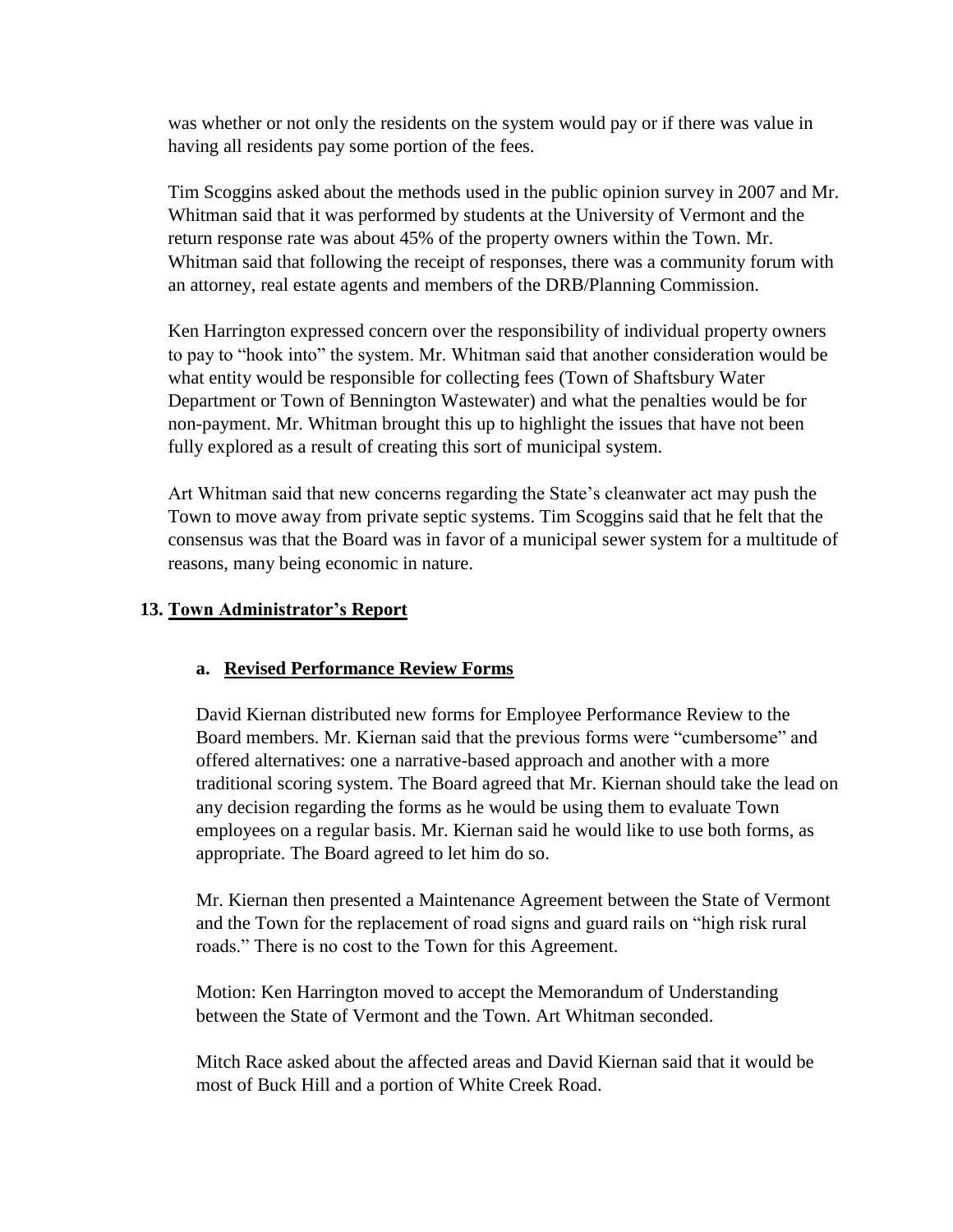was whether or not only the residents on the system would pay or if there was value in having all residents pay some portion of the fees.

Tim Scoggins asked about the methods used in the public opinion survey in 2007 and Mr. Whitman said that it was performed by students at the University of Vermont and the return response rate was about 45% of the property owners within the Town. Mr. Whitman said that following the receipt of responses, there was a community forum with an attorney, real estate agents and members of the DRB/Planning Commission.

Ken Harrington expressed concern over the responsibility of individual property owners to pay to "hook into" the system. Mr. Whitman said that another consideration would be what entity would be responsible for collecting fees (Town of Shaftsbury Water Department or Town of Bennington Wastewater) and what the penalties would be for non-payment. Mr. Whitman brought this up to highlight the issues that have not been fully explored as a result of creating this sort of municipal system.

Art Whitman said that new concerns regarding the State's cleanwater act may push the Town to move away from private septic systems. Tim Scoggins said that he felt that the consensus was that the Board was in favor of a municipal sewer system for a multitude of reasons, many being economic in nature.

## 13. Town Administrator's Report

### a. Revised Performance Review Forms

David Kiernan distributed new forms for Employee Performance Review to the Board members. Mr. Kiernan said that the previous forms were "cumbersome" and offered alternatives: one a narrative-based approach and another with a more traditional scoring system. The Board agreed that Mr. Kiernan should take the lead on any decision regarding the forms as he would be using them to evaluate Town employees on a regular basis. Mr. Kiernan said he would like to use both forms, as appropriate. The Board agreed to let him do so.

Mr. Kiernan then presented a Maintenance Agreement between the State of Vermont and the Town for the replacement of road signs and guard rails on "high risk rural roads." There is no cost to the Town for this Agreement.

Motion: Ken Harrington moved to accept the Memorandum of Understanding between the State of Vermont and the Town. Art Whitman seconded.

Mitch Race asked about the affected areas and David Kiernan said that it would be most of Buck Hill and a portion of White Creek Road.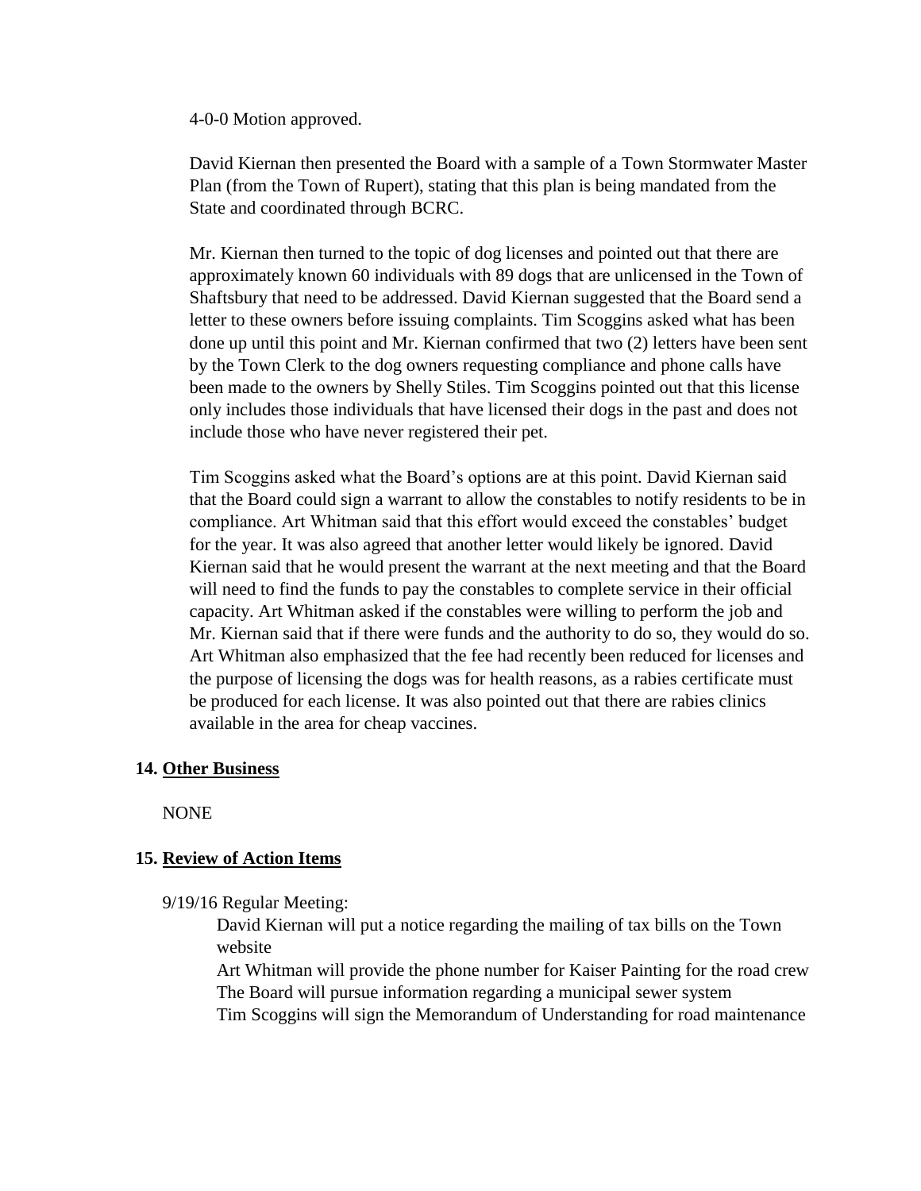4-0-0 Motion approved.

David Kiernan then presented the Board with a sample of a Town Stormwater Master Plan (from the Town of Rupert), stating that this plan is being mandated from the State and coordinated through BCRC.

Mr. Kiernan then turned to the topic of dog licenses and pointed out that there are approximately known 60 individuals with 89 dogs that are unlicensed in the Town of Shaftsbury that need to be addressed. David Kiernan suggested that the Board send a letter to these owners before issuing complaints. Tim Scoggins asked what has been done up until this point and Mr. Kiernan confirmed that two (2) letters have been sent by the Town Clerk to the dog owners requesting compliance and phone calls have been made to the owners by Shelly Stiles. Tim Scoggins pointed out that this license only includes those individuals that have licensed their dogs in the past and does not include those who have never registered their pet.

Tim Scoggins asked what the Board's options are at this point. David Kiernan said that the Board could sign a warrant to allow the constables to notify residents to be in compliance. Art Whitman said that this effort would exceed the constables' budget for the year. It was also agreed that another letter would likely be ignored. David Kiernan said that he would present the warrant at the next meeting and that the Board will need to find the funds to pay the constables to complete service in their official capacity. Art Whitman asked if the constables were willing to perform the job and Mr. Kiernan said that if there were funds and the authority to do so, they would do so. Art Whitman also emphasized that the fee had recently been reduced for licenses and the purpose of licensing the dogs was for health reasons, as a rabies certificate must be produced for each license. It was also pointed out that there are rabies clinics available in the area for cheap vaccines.

**14. <u>Other Business</u>**

NONE

**15. <u>Review of Action Items</u>**

9/19/16 Regular Meeting:

David Kiernan will put a notice regarding the mailing of tax bills on the Town website
Art Whitman will provide the phone number for Kaiser Painting for the road crew
The Board will pursue information regarding a municipal sewer system
Tim Scoggins will sign the Memorandum of Understanding for road maintenance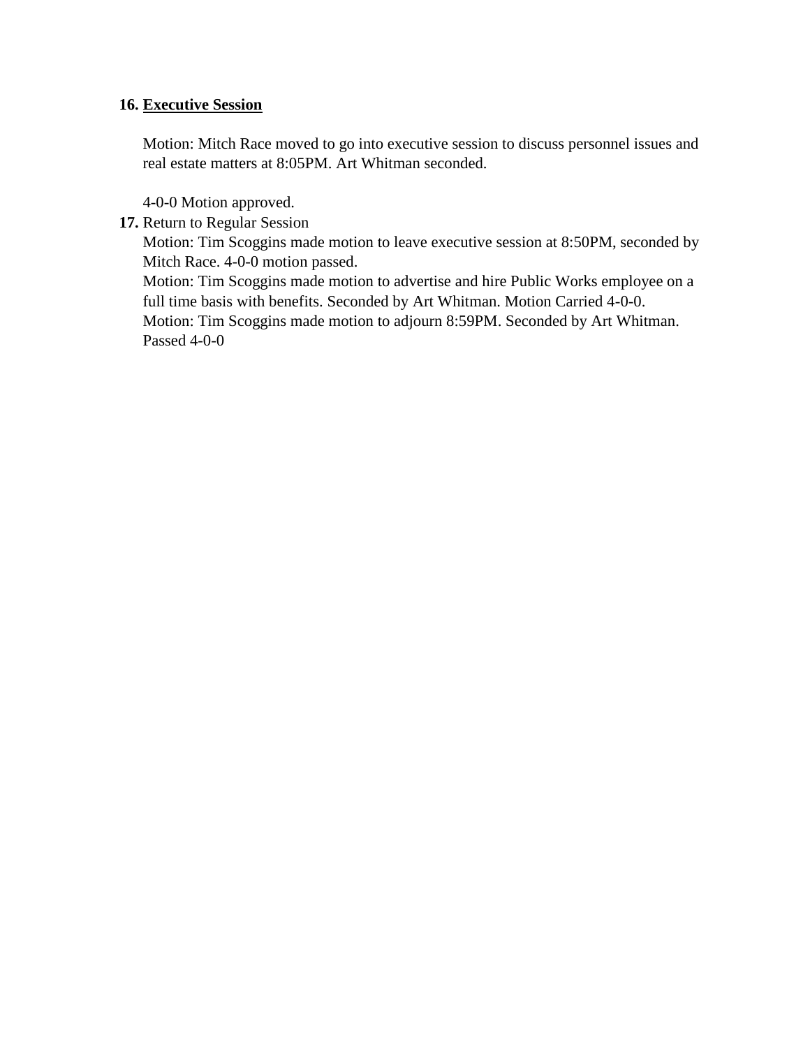**16. <u>Executive Session</u>**

Motion: Mitch Race moved to go into executive session to discuss personnel issues and real estate matters at 8:05PM. Art Whitman seconded.

4-0-0 Motion approved.

**17.** Return to Regular Session

Motion: Tim Scoggins made motion to leave executive session at 8:50PM, seconded by Mitch Race. 4-0-0 motion passed.

Motion: Tim Scoggins made motion to advertise and hire Public Works employee on a full time basis with benefits. Seconded by Art Whitman. Motion Carried 4-0-0.

Motion: Tim Scoggins made motion to adjourn 8:59PM. Seconded by Art Whitman. Passed 4-0-0